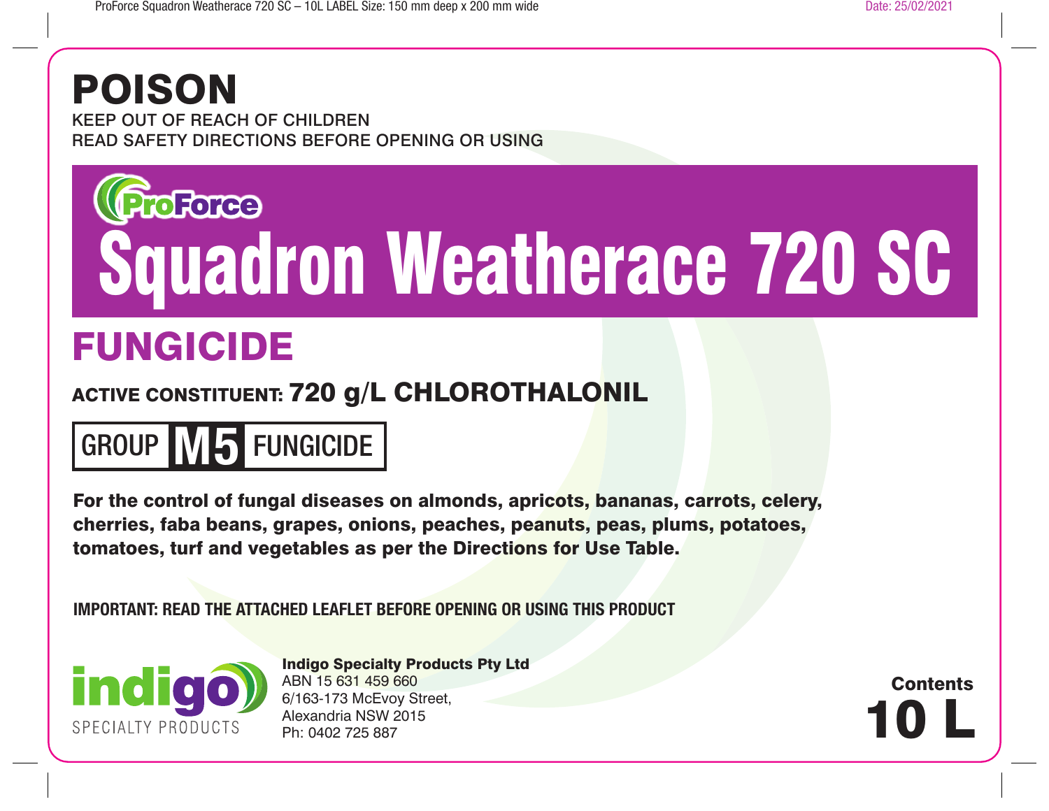# POISON

KEEP OUT OF REACH OF CHILDREN
READ SAFETY DIRECTIONS BEFORE OPENING OR USING

ProForce

# Squadron Weatherace 720 SC

## FUNGICIDE

**ACTIVE CONSTITUENT: 720 g/L CHLOROTHALONIL**

**GROUP M5 FUNGICIDE**

**For the control of fungal diseases on almonds, apricots, bananas, carrots, celery, cherries, faba beans, grapes, onions, peaches, peanuts, peas, plums, potatoes, tomatoes, turf and vegetables as per the Directions for Use Table.**

**IMPORTANT: READ THE ATTACHED LEAFLET BEFORE OPENING OR USING THIS PRODUCT**

indigo SPECIALTY PRODUCTS

**Indigo Specialty Products Pty Ltd**
ABN 15 631 459 660
6/163-173 McEvoy Street,
Alexandria NSW 2015
Ph: 0402 725 887

**Contents**
**10 L**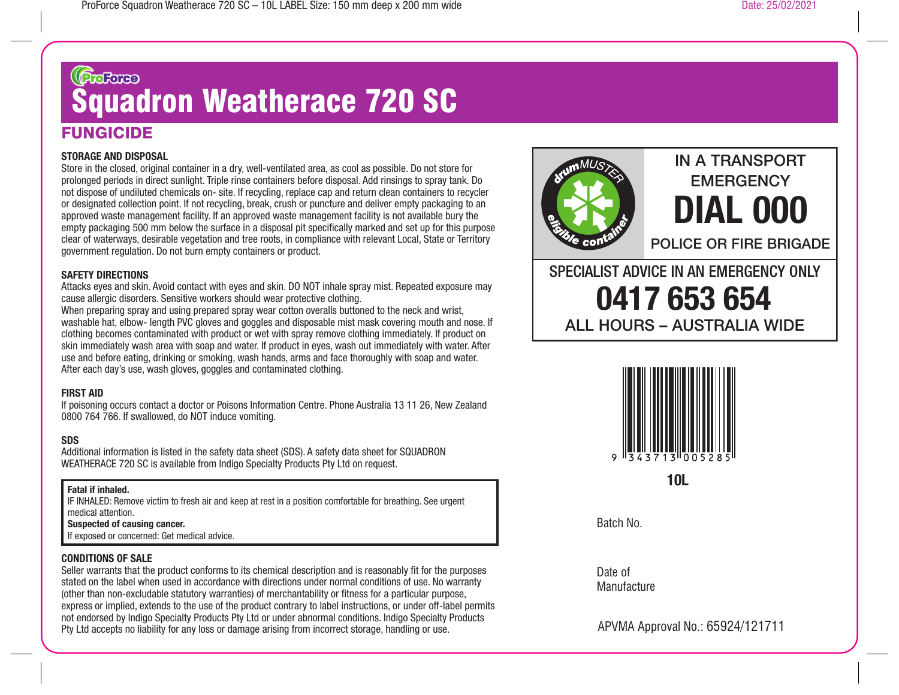ProForce

# Squadron Weatherace 720 SC

## FUNGICIDE

### STORAGE AND DISPOSAL

Store in the closed, original container in a dry, well-ventilated area, as cool as possible. Do not store for prolonged periods in direct sunlight. Triple rinse containers before disposal. Add rinsings to spray tank. Do not dispose of undiluted chemicals on- site. If recycling, replace cap and return clean containers to recycler or designated collection point. If not recycling, break, crush or puncture and deliver empty packaging to an approved waste management facility. If an approved waste management facility is not available bury the empty packaging 500 mm below the surface in a disposal pit specifically marked and set up for this purpose clear of waterways, desirable vegetation and tree roots, in compliance with relevant Local, State or Territory government regulation. Do not burn empty containers or product.

### SAFETY DIRECTIONS

Attacks eyes and skin. Avoid contact with eyes and skin. DO NOT inhale spray mist. Repeated exposure may cause allergic disorders. Sensitive workers should wear protective clothing.
When preparing spray and using prepared spray wear cotton overalls buttoned to the neck and wrist, washable hat, elbow- length PVC gloves and goggles and disposable mist mask covering mouth and nose. If clothing becomes contaminated with product or wet with spray remove clothing immediately. If product on skin immediately wash area with soap and water. If product in eyes, wash out immediately with water. After use and before eating, drinking or smoking, wash hands, arms and face thoroughly with soap and water. After each day's use, wash gloves, goggles and contaminated clothing.

### FIRST AID

If poisoning occurs contact a doctor or Poisons Information Centre. Phone Australia 13 11 26, New Zealand 0800 764 766. If swallowed, do NOT induce vomiting.

### SDS

Additional information is listed in the safety data sheet (SDS). A safety data sheet for SQUADRON WEATHERACE 720 SC is available from Indigo Specialty Products Pty Ltd on request.

**Fatal if inhaled.**
IF INHALED: Remove victim to fresh air and keep at rest in a position comfortable for breathing. See urgent medical attention.
**Suspected of causing cancer.**
If exposed or concerned: Get medical advice.

### CONDITIONS OF SALE

Seller warrants that the product conforms to its chemical description and is reasonably fit for the purposes stated on the label when used in accordance with directions under normal conditions of use. No warranty (other than non-excludable statutory warranties) of merchantability or fitness for a particular purpose, express or implied, extends to the use of the product contrary to label instructions, or under off-label permits not endorsed by Indigo Specialty Products Pty Ltd or under abnormal conditions. Indigo Specialty Products Pty Ltd accepts no liability for any loss or damage arising from incorrect storage, handling or use.

drumMUSTER eligible container

IN A TRANSPORT EMERGENCY
**DIAL 000**
POLICE OR FIRE BRIGADE

SPECIALIST ADVICE IN AN EMERGENCY ONLY
**0417 653 654**
ALL HOURS – AUSTRALIA WIDE

9 343713 005285

**10L**

Batch No.

Date of Manufacture

APVMA Approval No.: 65924/121711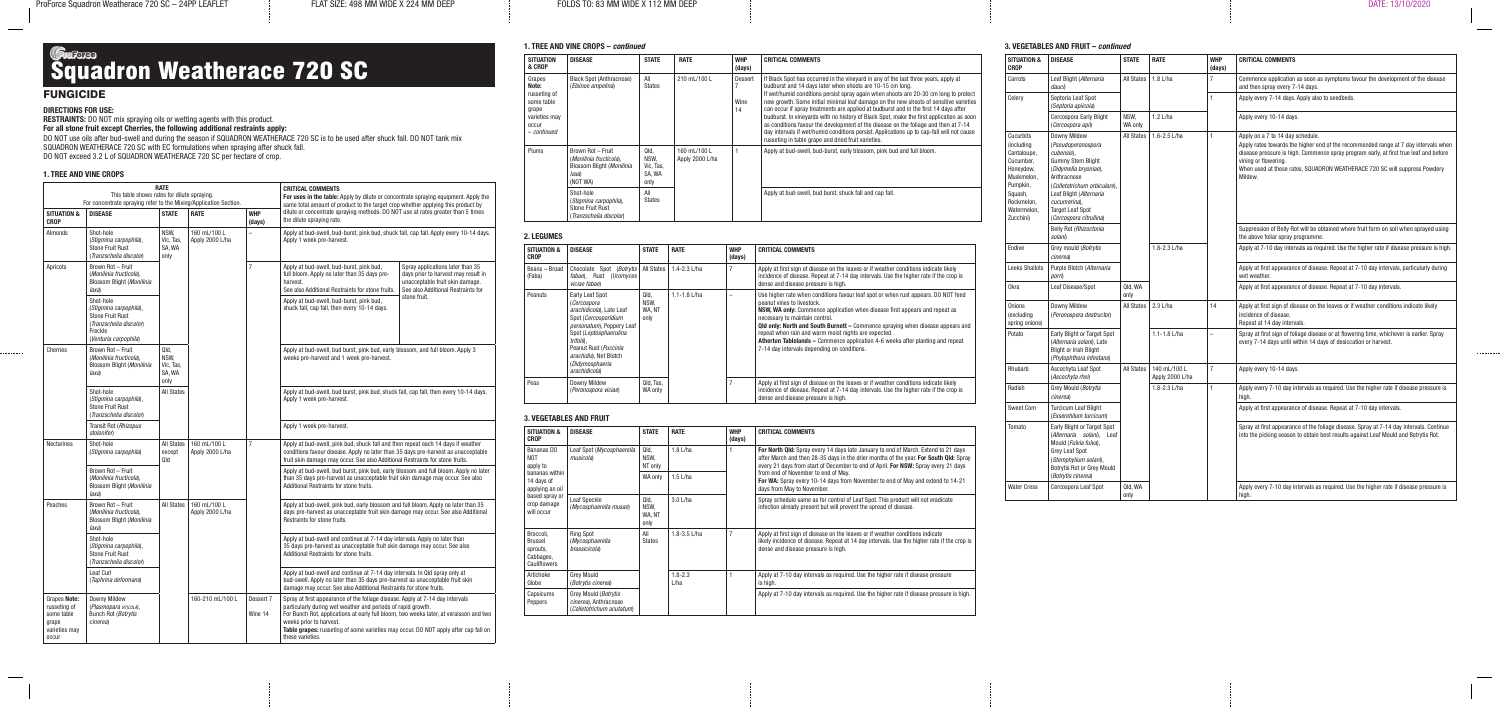# ProForce

# Squadron Weatherace 720 SC

## FUNGICIDE

### DIRECTIONS FOR USE:

**RESTRAINTS:** DO NOT mix spraying oils or wetting agents with this product.

**For all stone fruit except Cherries, the following additional restraints apply:**

DO NOT use oils after bud-swell and during the season if SQUADRON WEATHERACE 720 SC is to be used after shuck fall. DO NOT tank mix SQUADRON WEATHERACE 720 SC with EC formulations when spraying after shuck fall.

DO NOT exceed 3.2 L of SQUADRON WEATHERACE 720 SC per hectare of crop.

### 1. TREE AND VINE CROPS

| SITUATION & CROP | DISEASE | STATE | RATE | WHP (days) | CRITICAL COMMENTS | |
|---|---|---|---|---|---|---|
| | | | This table shows rates for dilute spraying. For concentrate spraying refer to the Mixing/Application Section. | | For uses in the table: Apply by dilute or concentrate spraying equipment. Apply the same total amount of product to the target crop whether applying this product by dilute or concentrate spraying methods. DO NOT use at rates greater than 5 times the dilute spraying rate. | |
| Almonds | Shot-hole (*Stigmina carpophila*), Stone Fruit Rust (*Tranzschelia discolor*) | NSW, Vic, Tas, SA, WA only | 160 mL/100 L Apply 2000 L/ha | – | Apply at bud-swell, bud-burst, pink bud, shuck fall, cap fall. Apply every 10-14 days. Apply 1 week pre-harvest. | |
| Apricots | Brown Rot – Fruit (*Monilinia fructicola*), Blossom Blight (*Monilinia laxa*) | | | 7 | Apply at bud-swell, bud-burst, pink bud, full bloom. Apply no later than 35 days pre-harvest. See also Additional Restraints for stone fruits. | Spray applications later than 35 days prior to harvest may result in unacceptable fruit skin damage. See also Additional Restraints for stone fruit. |
| | Shot-hole (*Stigmina carpophila*), Stone Fruit Rust (*Tranzschelia discolor*) Freckle (*Venturia carpophila*) | | | | Apply at bud-swell, bud-burst, pink bud, shuck fall, cap fall, then every 10-14 days. | |
| Cherries | Brown Rot – Fruit (*Monilinia fructicola*), Blossom Blight (*Monilinia laxa*) | Qld, NSW, Vic, Tas, SA, WA only | | | Apply at bud-swell, bud burst, pink bud, early blossom, and full bloom. Apply 3 weeks pre-harvest and 1 week pre-harvest. | |
| | Shot-hole (*Stigmina carpophila*), Stone Fruit Rust (*Tranzschelia discolor*) | All States | | | Apply at bud-swell, bud burst, pink bud, shuck fall, cap fall, then every 10-14 days. Apply 1 week pre-harvest. | |
| | Transit Rot (*Rhizopus stolonifer*) | | | | Apply 1 week pre-harvest. | |
| Nectarines | Shot-hole (*Stigmina carpophila*) | All States except Qld | 160 mL/100 L Apply 2000 L/ha | 7 | Apply at bud-swell, pink bud, shuck fall and then repeat each 14 days if weather conditions favour disease. Apply no later than 35 days pre-harvest as unacceptable fruit skin damage may occur. See also Additional Restraints for stone fruits. | |
| | Brown Rot – Fruit (*Monilinia fructicola*), Blossom Blight (*Monilinia laxa*) | | | | Apply at bud-swell, bud burst, pink bud, early blossom and full bloom. Apply no later than 35 days pre-harvest as unacceptable fruit skin damage may occur. See also Additional Restraints for stone fruits. | |
| Peaches | Brown Rot – Fruit (*Monilinia fructicola*), Blossom Blight (*Monilinia laxa*) | All States | 160 mL/100 L Apply 2000 L/ha | | Apply at bud-swell, pink bud, early blossom and full bloom. Apply no later than 35 days pre-harvest as unacceptable fruit skin damage may occur. See also Additional Restraints for stone fruits. | |
| | Shot-hole (*Stigmina carpophila*), Stone Fruit Rust (*Tranzschelia discolor*) | | | | Apply at bud-swell and continue at 7-14 day intervals. Apply no later than 35 days pre-harvest as unacceptable fruit skin damage may occur. See also Additional Restraints for stone fruits. | |
| | Leaf Curl (*Taphrina deformans*) | | | | Apply at bud-swell and continue at 7-14 day intervals. In Qld spray only at bud-swell. Apply no later than 35 days pre-harvest as unacceptable fruit skin damage may occur. See also Additional Restraints for stone fruits. | |
| Grapes **Note:** russeting of some table grape varieties may occur | Downy Mildew (*Plasmopara viticola*), Bunch Rot (*Botrytis cinerea*) | | 160-210 mL/100 L | Dessert 7 Wine 14 | Spray at first appearance of the foliage disease. Apply at 7-14 day intervals particularly during wet weather and periods of rapid growth. For Bunch Rot, applications at early full bloom, two weeks later, at veraison and two weeks prior to harvest. **Table grapes:** russeting of some varieties may occur. DO NOT apply after cap fall on these varieties. | |

### 1. TREE AND VINE CROPS – *continued*

| SITUATION & CROP | DISEASE | STATE | RATE | WHP (days) | CRITICAL COMMENTS |
|---|---|---|---|---|---|
| Grapes **Note:** russeting of some table grape varieties may occur – *continued* | Black Spot (Anthracnose) (*Elsinoe ampelina*) | All States | 210 mL/100 L | Dessert 7 Wine 14 | If Black Spot has occurred in the vineyard in any of the last three years, apply at budburst and 14 days later when shoots are 10-15 cm long. If wet/humid conditions persist spray again when shoots are 20-30 cm long to protect new growth. Some initial minimal leaf damage on the new shoots of sensitive varieties can occur if spray treatments are applied at budburst and in the first 14 days after budburst. In vineyards with no history of Black Spot, make the first application as soon as conditions favour the development of the disease on the foliage and then at 7-14 day intervals if wet/humid conditions persist. Applications up to cap-fall will not cause russeting in table grape and dried fruit varieties. |
| Plums | Brown Rot – Fruit (*Monilinia fructicola*), Blossom Blight (*Monilinia laxa*) (NOT WA) | Qld, NSW, Vic, Tas, SA, WA only | 160 mL/100 L Apply 2000 L/ha | 1 | Apply at bud-swell, bud-burst, early blossom, pink bud and full bloom. |
| | Shot-hole (*Stigmina carpophila*), Stone Fruit Rust (*Tranzschelia discolor*) | All States | | | Apply at bud-swell, bud burst, shuck fall and cap fall. |

### 2. LEGUMES

| SITUATION & CROP | DISEASE | STATE | RATE | WHP (days) | CRITICAL COMMENTS |
|---|---|---|---|---|---|
| Beans – Broad (Faba) | Chocolate Spot (*Botrytis fabae*), Rust (*Uromyces viciae fabae*) | All States | 1.4-2.3 L/ha | 7 | Apply at first sign of disease on the leaves or if weather conditions indicate likely incidence of disease. Repeat at 7-14 day intervals. Use the higher rate if the crop is dense and disease pressure is high. |
| Peanuts | Early Leaf Spot (*Cercospora arachidicola*), Late Leaf Spot (*Cercosporidium personatum*), Peppery Leaf Spot (*Leptosphaerulina trifolii*), Peanut Rust (*Puccinia arachidis*), Net Blotch (*Didymosphaeria arachidicola*) | Qld, NSW, WA, NT only | 1.1-1.8 L/ha | – | Use higher rate when conditions favour leaf spot or when rust appears. DO NOT feed peanut vines to livestock. **NSW, WA only:** Commence application when disease first appears and repeat as necessary to maintain control. **Qld only: North and South Burnett –** Commence spraying when disease appears and repeat when rain and warm moist nights are expected. **Atherton Tablelands –** Commence application 4-6 weeks after planting and repeat 7-14 day intervals depending on conditions. |
| Peas | Downy Mildew (*Peronospora viciae*) | Qld, Tas, WA only | | 7 | Apply at first sign of disease on the leaves or if weather conditions indicate likely incidence of disease. Repeat at 7-14 day intervals. Use the higher rate if the crop is dense and disease pressure is high. |

### 3. VEGETABLES AND FRUIT

| SITUATION & CROP | DISEASE | STATE | RATE | WHP (days) | CRITICAL COMMENTS |
|---|---|---|---|---|---|
| Bananas DO NOT apply to bananas within 14 days of applying an oil based spray or crop damage will occur | Leaf Spot (*Mycosphaerella musicola*) | Qld, NSW, NT only | 1.8 L/ha | 1 | **For North Qld:** Spray every 14 days late January to end of March. Extend to 21 days after March and then 28-35 days in the drier months of the year. **For South Qld:** Spray every 21 days from start of December to end of April. **For NSW:** Spray every 21 days from end of November to end of May. **For WA:** Spray every 10-14 days from November to end of May and extend to 14-21 days from May to November. |
| | | WA only | 1.5 L/ha | | |
| | Leaf Speckle (*Mycosphaerella musae*) | Qld, NSW, WA, NT only | 3.0 L/ha | | Spray schedule same as for control of Leaf Spot. This product will not eradicate infection already present but will prevent the spread of disease. |
| Broccoli, Brussel sprouts, Cabbages, Cauliflowers | Ring Spot (*Mycosphaerella brassicicola*) | All States | 1.8-3.5 L/ha | 7 | Apply at first sign of disease on the leaves or if weather conditions indicate likely incidence of disease. Repeat at 14 day intervals. Use the higher rate if the crop is dense and disease pressure is high. |
| Artichoke Globe | Grey Mould (*Botrytis cinerea*) | | 1.8-2.3 L/ha | 1 | Apply at 7-10 day intervals as required. Use the higher rate if disease pressure is high. |
| Capsicums Peppers | Grey Mould (*Botrytis cinerea*), Anthracnose (*Colletotrichum acutatum*) | | | | Apply at 7-10 day intervals as required. Use the higher rate if disease pressure is high. |

### 3. VEGETABLES AND FRUIT – *continued*

| SITUATION & CROP | DISEASE | STATE | RATE | WHP (days) | CRITICAL COMMENTS |
|---|---|---|---|---|---|
| Carrots | Leaf Blight (*Alternaria dauci*) | All States | 1.8 L/ha | 7 | Commence application as soon as symptoms favour the development of the disease and then spray every 7-14 days. |
| Celery | Septoria Leaf Spot (*Septoria apiicola*) | | | 1 | Apply every 7-14 days. Apply also to seedbeds. |
| | Cercospora Early Blight (*Cercospora apii*) | NSW, WA only | 1.2 L/ha | | Apply every 10-14 days. |
| Cucurbits (including Cantaloupe, Cucumber, Honeydew, Muskmelon, Pumpkin, Squash, Rockmelon, Watermelon, Zucchini) | Downy Mildew (*Pseudoperonospora cubensis*), Gummy Stem Blight (*Didymella bryoniae*), Anthracnose (*Colletotrichum orbiculare*), Leaf Blight (*Alternaria cucumerina*), Target Leaf Spot (*Corynespora citrullina*) | All States | 1.6-2.5 L/ha | 1 | Apply on a 7 to 14 day schedule. Apply rates towards the higher end of the recommended range at 7 day intervals when disease pressure is high. Commence spray program early, at first true leaf and before vining or flowering. When used at these rates, SQUADRON WEATHERACE 720 SC will suppress Powdery Mildew. |
| | Belly Rot (*Rhizoctonia solani*) | | | | Suppression of Belly Rot will be obtained where fruit form on soil when sprayed using the above foliar spray programme. |
| Endive | Grey mould (*Botrytis cinerea*) | | 1.8-2.3 L/ha | | Apply at 7-10 day intervals as required. Use the higher rate if disease pressure is high. |
| Leeks Shallots | Purple Blotch (*Alternaria porri*) | | | | Apply at first appearance of disease. Repeat at 7-10 day intervals, particularly during wet weather. |
| Okra | Leaf Disease/Spot | Qld, WA only | | | Apply at first appearance of disease. Repeat at 7-10 day intervals. |
| Onions (excluding spring onions) | Downy Mildew (*Peronospora destructor*) | All States | 2.3 L/ha | 14 | Apply at first sign of disease on the leaves or if weather conditions indicate likely incidence of disease. Repeat at 14 day intervals. |
| Potato | Early Blight or Target Spot (*Alternaria solani*), Late Blight or Irish Blight (*Phytophthora infestans*) | | 1.1-1.8 L/ha | – | Spray at first sign of foliage disease or at flowering time, whichever is earlier. Spray every 7-14 days until within 14 days of desiccation or harvest. |
| Rhubarb | Ascochyta Leaf Spot (*Ascochyta rhei*) | All States | 140 mL/100 L Apply 2000 L/ha | 7 | Apply every 10-14 days. |
| Radish | Grey Mould (*Botrytis cinerea*) | | 1.8-2.3 L/ha | 1 | Apply every 7-10 day intervals as required. Use the higher rate if disease pressure is high. |
| Sweet Corn | Turcicum Leaf Blight (*Exserohilum turcicum*) | | | | Apply at first appearance of disease. Repeat at 7-10 day intervals. |
| Tomato | Early Blight or Target Spot (*Alternaria solani*), Leaf Mould (*Fulvia fulva*), Grey Leaf Spot (*Stemphylium solani*), Botrytis Rot or Grey Mould (*Botrytis cinerea*) | | | | Spray at first appearance of the foliage disease. Spray at 7-14 day intervals. Continue into the picking season to obtain best results against Leaf Mould and Botrytis Rot. |
| Water Cress | Cercospora Leaf Spot | Qld, WA only | | | Apply every 7-10 day intervals as required. Use the higher rate if disease pressure is high. |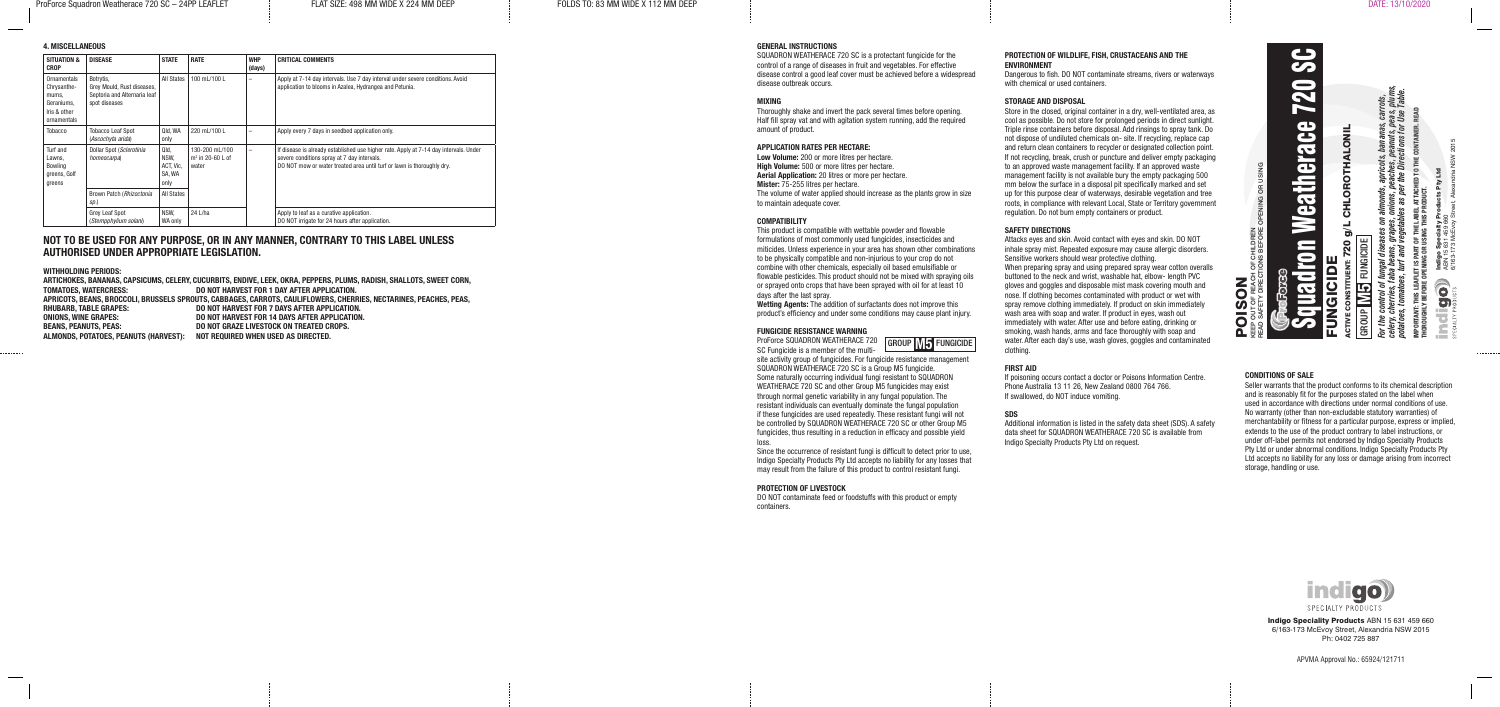## 4. MISCELLANEOUS

| SITUATION & CROP | DISEASE | STATE | RATE | WHP (days) | CRITICAL COMMENTS |
|---|---|---|---|---|---|
| Ornamentals Chrysanthemums, Geraniums, Iris & other ornamentals | Botrytis, Grey Mould, Rust diseases, Septoria and Alternaria leaf spot diseases | All States | 100 mL/100 L | – | Apply at 7-14 day intervals. Use 7 day interval under severe conditions. Avoid application to blooms in Azalea, Hydrangea and Petunia. |
| Tobacco | Tobacco Leaf Spot (*Ascochyta arida*) | Qld, WA only | 220 mL/100 L | – | Apply every 7 days in seedbed application only. |
| Turf and Lawns, Bowling greens, Golf greens | Dollar Spot (*Sclerotinia homeocarpa*) | Qld, NSW, ACT, Vic, SA, WA only | 130-200 mL/100 m² in 20-60 L of water | – | If disease is already established use higher rate. Apply at 7-14 day intervals. Under severe conditions spray at 7 day intervals. DO NOT mow or water treated area until turf or lawn is thoroughly dry. |
| | Brown Patch (*Rhizoctonia sp.*) | All States | | | |
| | Grey Leaf Spot (*Stemphylium solani*) | NSW, WA only | 24 L/ha | | Apply to leaf as a curative application. DO NOT irrigate for 24 hours after application. |

## NOT TO BE USED FOR ANY PURPOSE, OR IN ANY MANNER, CONTRARY TO THIS LABEL UNLESS AUTHORISED UNDER APPROPRIATE LEGISLATION.

**WITHHOLDING PERIODS:**

**ARTICHOKES, BANANAS, CAPSICUMS, CELERY, CUCURBITS, ENDIVE, LEEK, OKRA, PEPPERS, PLUMS, RADISH, SHALLOTS, SWEET CORN, TOMATOES, WATERCRESS:** DO NOT HARVEST FOR 1 DAY AFTER APPLICATION.

**APRICOTS, BEANS, BROCCOLI, BRUSSELS SPROUTS, CABBAGES, CARROTS, CAULIFLOWERS, CHERRIES, NECTARINES, PEACHES, PEAS, RHUBARB, TABLE GRAPES:** DO NOT HARVEST FOR 7 DAYS AFTER APPLICATION.

**ONIONS, WINE GRAPES:** DO NOT HARVEST FOR 14 DAYS AFTER APPLICATION.

**BEANS, PEANUTS, PEAS:** DO NOT GRAZE LIVESTOCK ON TREATED CROPS.

**ALMONDS, POTATOES, PEANUTS (HARVEST):** NOT REQUIRED WHEN USED AS DIRECTED.

### GENERAL INSTRUCTIONS

SQUADRON WEATHERACE 720 SC is a protectant fungicide for the control of a range of diseases in fruit and vegetables. For effective disease control a good leaf cover must be achieved before a widespread disease outbreak occurs.

### MIXING

Thoroughly shake and invert the pack several times before opening. Half fill spray vat and with agitation system running, add the required amount of product.

### APPLICATION RATES PER HECTARE:

**Low Volume:** 200 or more litres per hectare.
**High Volume:** 500 or more litres per hectare.
**Aerial Application:** 20 litres or more per hectare.
**Mister:** 75-255 litres per hectare.
The volume of water applied should increase as the plants grow in size to maintain adequate cover.

### COMPATIBILITY

This product is compatible with wettable powder and flowable formulations of most commonly used fungicides, insecticides and miticides. Unless experience in your area has shown other combinations to be physically compatible and non-injurious to your crop do not combine with other chemicals, especially oil based emulsifiable or flowable pesticides. This product should not be mixed with spraying oils or sprayed onto crops that have been sprayed with oil for at least 10 days after the last spray.
**Wetting Agents:** The addition of surfactants does not improve this product's efficiency and under some conditions may cause plant injury.

### FUNGICIDE RESISTANCE WARNING

**GROUP M5 FUNGICIDE**

ProForce SQUADRON WEATHERACE 720 SC Fungicide is a member of the multi-site activity group of fungicides. For fungicide resistance management SQUADRON WEATHERACE 720 SC is a Group M5 fungicide. Some naturally occurring individual fungi resistant to SQUADRON WEATHERACE 720 SC and other Group M5 fungicides may exist through normal genetic variability in any fungal population. The resistant individuals can eventually dominate the fungal population if these fungicides are used repeatedly. These resistant fungi will not be controlled by SQUADRON WEATHERACE 720 SC or other Group M5 fungicides, thus resulting in a reduction in efficacy and possible yield loss.
Since the occurrence of resistant fungi is difficult to detect prior to use, Indigo Specialty Products Pty Ltd accepts no liability for any losses that may result from the failure of this product to control resistant fungi.

### PROTECTION OF LIVESTOCK

DO NOT contaminate feed or foodstuffs with this product or empty containers.

### PROTECTION OF WILDLIFE, FISH, CRUSTACEANS AND THE ENVIRONMENT

Dangerous to fish. DO NOT contaminate streams, rivers or waterways with chemical or used containers.

### STORAGE AND DISPOSAL

Store in the closed, original container in a dry, well-ventilated area, as cool as possible. Do not store for prolonged periods in direct sunlight. Triple rinse containers before disposal. Add rinsings to spray tank. Do not dispose of undiluted chemicals on- site. If recycling, replace cap and return clean containers to recycler or designated collection point. If not recycling, break, crush or puncture and deliver empty packaging to an approved waste management facility. If an approved waste management facility is not available bury the empty packaging 500 mm below the surface in a disposal pit specifically marked and set up for this purpose clear of waterways, desirable vegetation and tree roots, in compliance with relevant Local, State or Territory government regulation. Do not burn empty containers or product.

### SAFETY DIRECTIONS

Attacks eyes and skin. Avoid contact with eyes and skin. DO NOT inhale spray mist. Repeated exposure may cause allergic disorders. Sensitive workers should wear protective clothing.
When preparing spray and using prepared spray wear cotton overalls buttoned to the neck and wrist, washable hat, elbow- length PVC gloves and goggles and disposable mist mask covering mouth and nose. If clothing becomes contaminated with product or wet with spray remove clothing immediately. If product on skin immediately wash area with soap and water. If product in eyes, wash out immediately with water. After use and before eating, drinking or smoking, wash hands, arms and face thoroughly with soap and water. After each day's use, wash gloves, goggles and contaminated clothing.

### FIRST AID

If poisoning occurs contact a doctor or Poisons Information Centre. Phone Australia 13 11 26, New Zealand 0800 764 766.
If swallowed, do not induce vomiting.

### SDS

Additional information is listed in the safety data sheet (SDS). A safety data sheet for SQUADRON WEATHERACE 720 SC is available from Indigo Specialty Products Pty Ltd on request.

# POISON

KEEP OUT OF REACH OF CHILDREN
READ SAFETY DIRECTIONS BEFORE OPENING OR USING

ProForce

# Squadron Weatherace 720 SC

## FUNGICIDE

**ACTIVE CONSTITUENT: 720 g/L CHLOROTHALONIL**

GROUP M5 FUNGICIDE

*For the control of fungal diseases on almonds, apricots, bananas, carrots, celery, cherries, faba beans, grapes, onions, peaches, peanuts, peas, plums, potatoes, tomatoes, turf and vegetables as per the Directions for Use Table.*

**IMPORTANT: THIS LEAFLET IS PART OF THE LABEL ATTACHED TO THE CONTAINER. READ THOROUGHLY BEFORE OPENING OR USING THIS PRODUCT.**

Indigo Specialty Products Pty Ltd
ABN 15 631 459 660
6/163-173 McEvoy Street, Alexandria NSW 2015

### CONDITIONS OF SALE

Seller warrants that the product conforms to its chemical description and is reasonably fit for the purposes stated on the label when used in accordance with directions under normal conditions of use. No warranty (other than non-excludable statutory warranties) of merchantability or fitness for a particular purpose, express or implied, extends to the use of the product contrary to label instructions, or under off-label permits not endorsed by Indigo Specialty Products Pty Ltd or under abnormal conditions. Indigo Specialty Products Pty Ltd accepts no liability for any loss or damage arising from incorrect storage, handling or use.

indigo SPECIALTY PRODUCTS

**Indigo Speciality Products** ABN 15 631 459 660
6/163-173 McEvoy Street, Alexandria NSW 2015
Ph: 0402 725 887

APVMA Approval No.: 65924/121711